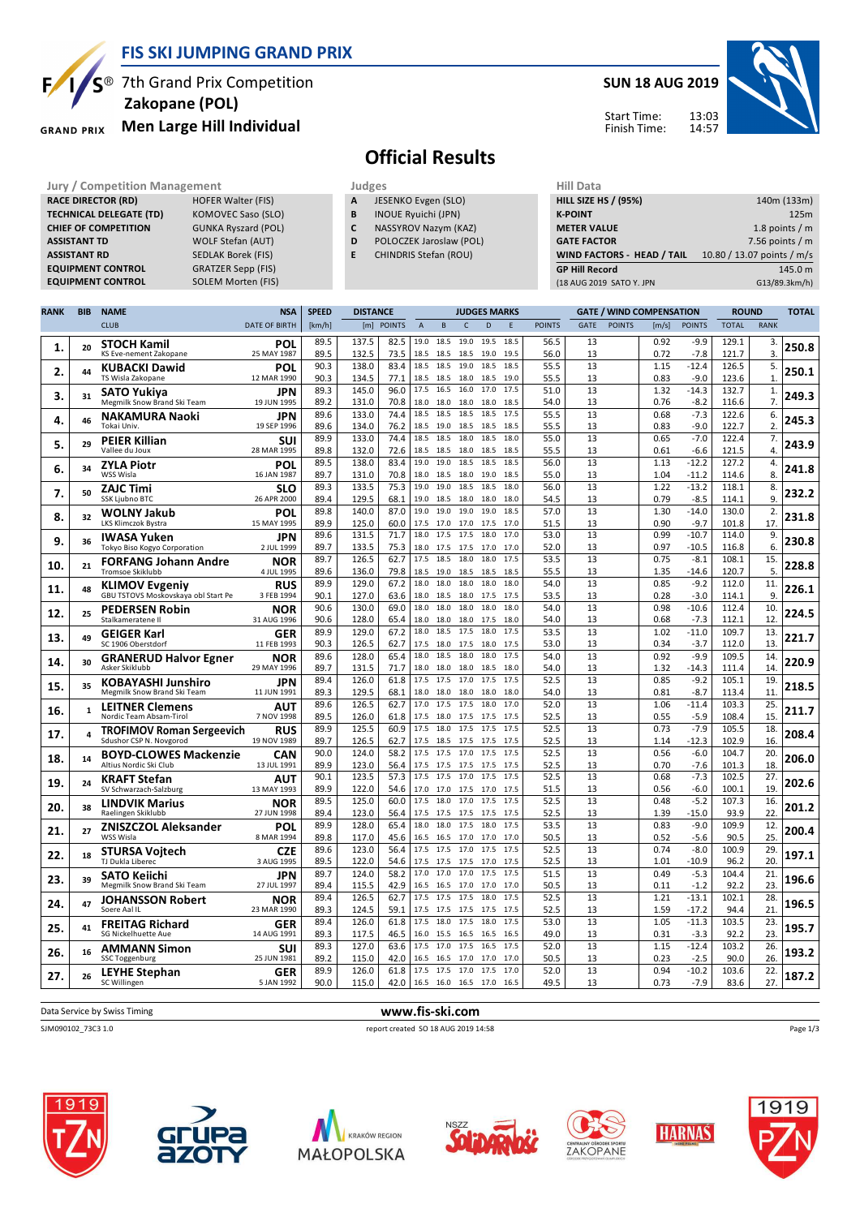# FIS SKI JUMPING GRAND PRIX

## 7th Grand Prix Competition
## Zakopane (POL)
## Men Large Hill Individual

**SUN 18 AUG 2019**

Start Time: 13:03
Finish Time: 14:57

# Official Results

| Jury / Competition Management | |
|---|---|
| RACE DIRECTOR (RD) | HOFER Walter (FIS) |
| TECHNICAL DELEGATE (TD) | KOMOVEC Saso (SLO) |
| CHIEF OF COMPETITION | GUNKA Ryszard (POL) |
| ASSISTANT TD | WOLF Stefan (AUT) |
| ASSISTANT RD | SEDLAK Borek (FIS) |
| EQUIPMENT CONTROL | GRATZER Sepp (FIS) |
| EQUIPMENT CONTROL | SOLEM Morten (FIS) |

| Judges | |
|---|---|
| A | JESENKO Evgen (SLO) |
| B | INOUE Ryuichi (JPN) |
| C | NASSYROV Nazym (KAZ) |
| D | POLOCZEK Jaroslaw (POL) |
| E | CHINDRIS Stefan (ROU) |

| Hill Data | |
|---|---|
| HILL SIZE HS / (95%) | 140m (133m) |
| K-POINT | 125m |
| METER VALUE | 1.8 points / m |
| GATE FACTOR | 7.56 points / m |
| WIND FACTORS - HEAD / TAIL | 10.80 / 13.07 points / m/s |
| GP Hill Record | 145.0 m |
| (18 AUG 2019 SATO Y. JPN | G13/89.3km/h) |

| RANK | BIB | NAME / CLUB | NSA / DATE OF BIRTH | SPEED [km/h] | DISTANCE [m] | DISTANCE POINTS | A | B | C | D | E | JUDGES POINTS | GATE | GATE POINTS | WIND [m/s] | WIND POINTS | ROUND TOTAL | ROUND RANK | TOTAL |
|---|---|---|---|---|---|---|---|---|---|---|---|---|---|---|---|---|---|---|---|
| 1. | 20 | STOCH Kamil | POL | 89.5 | 137.5 | 82.5 | 19.0 | 18.5 | 19.0 | 19.5 | 18.5 | 56.5 | 13 | | 0.92 | -9.9 | 129.1 | 3. | 250.8 |
| | | KS Eve-nement Zakopane | 25 MAY 1987 | 89.5 | 132.5 | 73.5 | 18.5 | 18.5 | 18.5 | 19.0 | 19.5 | 56.0 | 13 | | 0.72 | -7.8 | 121.7 | 3. | |
| 2. | 44 | KUBACKI Dawid | POL | 90.3 | 138.0 | 83.4 | 18.5 | 18.5 | 19.0 | 18.5 | 18.5 | 55.5 | 13 | | 1.15 | -12.4 | 126.5 | 5. | 250.1 |
| | | TS Wisla Zakopane | 12 MAR 1990 | 90.3 | 134.5 | 77.1 | 18.5 | 18.5 | 18.0 | 18.5 | 19.0 | 55.5 | 13 | | 0.83 | -9.0 | 123.6 | 1. | |
| 3. | 31 | SATO Yukiya | JPN | 89.3 | 145.0 | 96.0 | 17.5 | 16.5 | 16.0 | 17.0 | 17.5 | 51.0 | 13 | | 1.32 | -14.3 | 132.7 | 1. | 249.3 |
| | | Megmilk Snow Brand Ski Team | 19 JUN 1995 | 89.2 | 131.0 | 70.8 | 18.0 | 18.0 | 18.0 | 18.0 | 18.5 | 54.0 | 13 | | 0.76 | -8.2 | 116.6 | 7. | |
| 4. | 46 | NAKAMURA Naoki | JPN | 89.6 | 133.0 | 74.4 | 18.5 | 18.5 | 18.5 | 18.5 | 17.5 | 55.5 | 13 | | 0.68 | -7.3 | 122.6 | 6. | 245.3 |
| | | Tokai Univ. | 19 SEP 1996 | 89.6 | 134.0 | 76.2 | 18.5 | 19.0 | 18.5 | 18.5 | 18.5 | 55.5 | 13 | | 0.83 | -9.0 | 122.7 | 2. | |
| 5. | 29 | PEIER Killian | SUI | 89.9 | 133.0 | 74.4 | 18.5 | 18.5 | 18.0 | 18.5 | 18.0 | 55.0 | 13 | | 0.65 | -7.0 | 122.4 | 7. | 243.9 |
| | | Vallee du Joux | 28 MAR 1995 | 89.8 | 132.0 | 72.6 | 18.5 | 18.5 | 18.0 | 18.5 | 18.5 | 55.5 | 13 | | 0.61 | -6.6 | 121.5 | 4. | |
| 6. | 34 | ZYLA Piotr | POL | 89.5 | 138.0 | 83.4 | 19.0 | 19.0 | 18.5 | 18.5 | 18.5 | 56.0 | 13 | | 1.13 | -12.2 | 127.2 | 4. | 241.8 |
| | | WSS Wisla | 16 JAN 1987 | 89.7 | 131.0 | 70.8 | 18.0 | 18.5 | 18.0 | 19.0 | 18.5 | 55.0 | 13 | | 1.04 | -11.2 | 114.6 | 8. | |
| 7. | 50 | ZAJC Timi | SLO | 89.3 | 133.5 | 75.3 | 19.0 | 19.0 | 18.5 | 18.5 | 18.0 | 56.0 | 13 | | 1.22 | -13.2 | 118.1 | 8. | 232.2 |
| | | SSK Ljubno BTC | 26 APR 2000 | 89.4 | 129.5 | 68.1 | 19.0 | 18.5 | 18.0 | 18.0 | 18.0 | 54.5 | 13 | | 0.79 | -8.5 | 114.1 | 9. | |
| 8. | 32 | WOLNY Jakub | POL | 89.8 | 140.0 | 87.0 | 19.0 | 19.0 | 19.0 | 19.0 | 18.5 | 57.0 | 13 | | 1.30 | -14.0 | 130.0 | 2. | 231.8 |
| | | LKS Klimczok Bystra | 15 MAY 1995 | 89.9 | 125.0 | 60.0 | 17.5 | 17.0 | 17.0 | 17.5 | 17.0 | 51.5 | 13 | | 0.90 | -9.7 | 101.8 | 17. | |
| 9. | 36 | IWASA Yuken | JPN | 89.6 | 131.5 | 71.7 | 18.0 | 17.5 | 17.5 | 18.0 | 17.0 | 53.0 | 13 | | 0.99 | -10.7 | 114.0 | 9. | 230.8 |
| | | Tokyo Biso Kogyo Corporation | 2 JUL 1999 | 89.7 | 133.5 | 75.3 | 18.0 | 17.5 | 17.5 | 17.0 | 17.0 | 52.0 | 13 | | 0.97 | -10.5 | 116.8 | 6. | |
| 10. | 21 | FORFANG Johann Andre | NOR | 89.7 | 126.5 | 62.7 | 17.5 | 18.5 | 18.0 | 18.0 | 17.5 | 53.5 | 13 | | 0.75 | -8.1 | 108.1 | 15. | 228.8 |
| | | Tromsoe Skiklubb | 4 JUL 1995 | 89.6 | 136.0 | 79.8 | 18.5 | 19.0 | 18.5 | 18.5 | 18.5 | 55.5 | 13 | | 1.35 | -14.6 | 120.7 | 5. | |
| 11. | 48 | KLIMOV Evgeniy | RUS | 89.9 | 129.0 | 67.2 | 18.0 | 18.0 | 18.0 | 18.0 | 18.0 | 54.0 | 13 | | 0.85 | -9.2 | 112.0 | 11. | 226.1 |
| | | GBU TSTOVS Moskovskaya obl Start Pe | 3 FEB 1994 | 90.1 | 127.0 | 63.6 | 18.0 | 18.5 | 18.0 | 17.5 | 17.5 | 53.5 | 13 | | 0.28 | -3.0 | 114.1 | 9. | |
| 12. | 25 | PEDERSEN Robin | NOR | 90.6 | 130.0 | 69.0 | 18.0 | 18.0 | 18.0 | 18.0 | 18.0 | 54.0 | 13 | | 0.98 | -10.6 | 112.4 | 10. | 224.5 |
| | | Stalkameratene Il | 31 AUG 1996 | 90.6 | 128.0 | 65.4 | 18.0 | 18.0 | 18.0 | 17.5 | 18.0 | 54.0 | 13 | | 0.68 | -7.3 | 112.1 | 12. | |
| 13. | 49 | GEIGER Karl | GER | 89.9 | 129.0 | 67.2 | 18.0 | 18.5 | 17.5 | 18.0 | 17.5 | 53.5 | 13 | | 1.02 | -11.0 | 109.7 | 13. | 221.7 |
| | | SC 1906 Oberstdorf | 11 FEB 1993 | 90.3 | 126.5 | 62.7 | 17.5 | 18.0 | 17.5 | 18.0 | 17.5 | 53.0 | 13 | | 0.34 | -3.7 | 112.0 | 13. | |
| 14. | 30 | GRANERUD Halvor Egner | NOR | 89.6 | 128.0 | 65.4 | 18.0 | 18.5 | 18.0 | 18.0 | 17.5 | 54.0 | 13 | | 0.92 | -9.9 | 109.5 | 14. | 220.9 |
| | | Asker Skiklubb | 29 MAY 1996 | 89.7 | 131.5 | 71.7 | 18.0 | 18.0 | 18.0 | 18.5 | 18.0 | 54.0 | 13 | | 1.32 | -14.3 | 111.4 | 14. | |
| 15. | 35 | KOBAYASHI Junshiro | JPN | 89.4 | 126.0 | 61.8 | 17.5 | 17.5 | 17.0 | 17.5 | 17.5 | 52.5 | 13 | | 0.85 | -9.2 | 105.1 | 19. | 218.5 |
| | | Megmilk Snow Brand Ski Team | 11 JUN 1991 | 89.3 | 129.5 | 68.1 | 18.0 | 18.0 | 18.0 | 18.0 | 18.0 | 54.0 | 13 | | 0.81 | -8.7 | 113.4 | 11. | |
| 16. | 1 | LEITNER Clemens | AUT | 89.6 | 126.5 | 62.7 | 17.0 | 17.5 | 17.5 | 18.0 | 17.0 | 52.0 | 13 | | 1.06 | -11.4 | 103.3 | 25. | 211.7 |
| | | Nordic Team Absam-Tirol | 7 NOV 1998 | 89.5 | 126.0 | 61.8 | 17.5 | 18.0 | 17.5 | 17.5 | 17.5 | 52.5 | 13 | | 0.55 | -5.9 | 108.4 | 15. | |
| 17. | 4 | TROFIMOV Roman Sergeevich | RUS | 89.9 | 125.5 | 60.9 | 17.5 | 18.0 | 17.5 | 17.5 | 17.5 | 52.5 | 13 | | 0.73 | -7.9 | 105.5 | 18. | 208.4 |
| | | Sdushor CSP N. Novgorod | 19 NOV 1989 | 89.7 | 126.5 | 62.7 | 17.5 | 18.5 | 17.5 | 17.5 | 17.5 | 52.5 | 13 | | 1.14 | -12.3 | 102.9 | 16. | |
| 18. | 14 | BOYD-CLOWES Mackenzie | CAN | 90.0 | 124.0 | 58.2 | 17.5 | 17.5 | 17.0 | 17.5 | 17.5 | 52.5 | 13 | | 0.56 | -6.0 | 104.7 | 20. | 206.0 |
| | | Altius Nordic Ski Club | 13 JUL 1991 | 89.9 | 123.0 | 56.4 | 17.5 | 17.5 | 17.5 | 17.5 | 17.5 | 52.5 | 13 | | 0.70 | -7.6 | 101.3 | 18. | |
| 19. | 24 | KRAFT Stefan | AUT | 90.1 | 123.5 | 57.3 | 17.5 | 17.5 | 17.0 | 17.5 | 17.5 | 52.5 | 13 | | 0.68 | -7.3 | 102.5 | 27. | 202.6 |
| | | SV Schwarzach-Salzburg | 13 MAY 1993 | 89.9 | 122.0 | 54.6 | 17.0 | 17.0 | 17.0 | 17.0 | 17.5 | 51.5 | 13 | | 0.56 | -6.0 | 100.1 | 19. | |
| 20. | 38 | LINDVIK Marius | NOR | 89.5 | 125.0 | 60.0 | 17.5 | 18.0 | 17.0 | 17.5 | 17.5 | 52.5 | 13 | | 0.48 | -5.2 | 107.3 | 16. | 201.2 |
| | | Raelingen Skiklubb | 27 JUN 1998 | 89.4 | 123.0 | 56.4 | 17.5 | 17.5 | 17.5 | 17.5 | 17.5 | 52.5 | 13 | | 1.39 | -15.0 | 93.9 | 22. | |
| 21. | 27 | ZNISZCZOL Aleksander | POL | 89.9 | 128.0 | 65.4 | 18.0 | 18.0 | 17.5 | 18.0 | 17.5 | 53.5 | 13 | | 0.83 | -9.0 | 109.9 | 12. | 200.4 |
| | | WSS Wisla | 8 MAR 1994 | 89.8 | 117.0 | 45.6 | 16.5 | 16.5 | 17.0 | 17.0 | 17.0 | 50.5 | 13 | | 0.52 | -5.6 | 90.5 | 25. | |
| 22. | 18 | STURSA Vojtech | CZE | 89.6 | 123.0 | 56.4 | 17.5 | 17.5 | 17.0 | 17.5 | 17.5 | 52.5 | 13 | | 0.74 | -8.0 | 100.9 | 29. | 197.1 |
| | | TJ Dukla Liberec | 3 AUG 1995 | 89.5 | 122.0 | 54.6 | 17.5 | 17.5 | 17.5 | 17.0 | 17.5 | 52.5 | 13 | | 1.01 | -10.9 | 96.2 | 20. | |
| 23. | 39 | SATO Keiichi | JPN | 89.7 | 124.0 | 58.2 | 17.0 | 17.0 | 17.0 | 17.5 | 17.5 | 51.5 | 13 | | 0.49 | -5.3 | 104.4 | 21. | 196.6 |
| | | Megmilk Snow Brand Ski Team | 27 JUL 1997 | 89.4 | 115.5 | 42.9 | 16.5 | 16.5 | 17.0 | 17.0 | 17.0 | 50.5 | 13 | | 0.11 | -1.2 | 92.2 | 23. | |
| 24. | 47 | JOHANSSON Robert | NOR | 89.4 | 126.5 | 62.7 | 17.5 | 17.5 | 17.5 | 18.0 | 17.5 | 52.5 | 13 | | 1.21 | -13.1 | 102.1 | 28. | 196.5 |
| | | Soere Aal IL | 23 MAR 1990 | 89.3 | 124.5 | 59.1 | 17.5 | 17.5 | 17.5 | 17.5 | 17.5 | 52.5 | 13 | | 1.59 | -17.2 | 94.4 | 21. | |
| 25. | 41 | FREITAG Richard | GER | 89.4 | 126.0 | 61.8 | 17.5 | 18.0 | 17.5 | 18.0 | 17.5 | 53.0 | 13 | | 1.05 | -11.3 | 103.5 | 23. | 195.7 |
| | | SG Nickelhuette Aue | 14 AUG 1991 | 89.3 | 117.5 | 46.5 | 16.0 | 15.5 | 16.5 | 16.5 | 16.5 | 49.0 | 13 | | 0.31 | -3.3 | 92.2 | 23. | |
| 26. | 16 | AMMANN Simon | SUI | 89.3 | 127.0 | 63.6 | 17.5 | 17.0 | 17.5 | 16.5 | 17.5 | 52.0 | 13 | | 1.15 | -12.4 | 103.2 | 26. | 193.2 |
| | | SSC Toggenburg | 25 JUN 1981 | 89.2 | 115.0 | 42.0 | 16.5 | 16.5 | 17.0 | 17.0 | 17.0 | 50.5 | 13 | | 0.23 | -2.5 | 90.0 | 26. | |
| 27. | 26 | LEYHE Stephan | GER | 89.9 | 126.0 | 61.8 | 17.5 | 17.5 | 17.0 | 17.5 | 17.0 | 52.0 | 13 | | 0.94 | -10.2 | 103.6 | 22. | 187.2 |
| | | SC Willingen | 5 JAN 1992 | 90.0 | 115.0 | 42.0 | 16.5 | 16.0 | 16.5 | 17.0 | 16.5 | 49.5 | 13 | | 0.73 | -7.9 | 83.6 | 27. | |

Data Service by Swiss Timing

www.fis-ski.com

SJM090102_73C3 1.0 report created SO 18 AUG 2019 14:58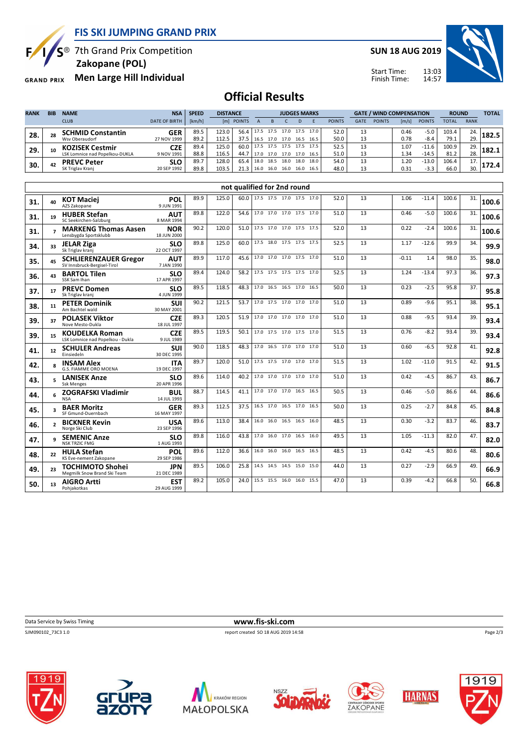# FIS SKI JUMPING GRAND PRIX

7th Grand Prix Competition
**Zakopane (POL)**
**Men Large Hill Individual**

**SUN 18 AUG 2019**

Start Time: 13:03
Finish Time: 14:57

## Official Results

| RANK | BIB | NAME / CLUB | NSA / DATE OF BIRTH | SPEED [km/h] | DISTANCE [m] | DISTANCE POINTS | A | B | C | D | E | JUDGES POINTS | GATE | GATE POINTS | WIND [m/s] | WIND POINTS | ROUND TOTAL | ROUND RANK | TOTAL |
|---|---|---|---|---|---|---|---|---|---|---|---|---|---|---|---|---|---|---|---|
| 28. | 28 | **SCHMID Constantin** / Wsv Oberaudorf | GER / 27 NOV 1999 | 89.5 / 89.2 | 123.0 / 112.5 | 56.4 / 37.5 | 17.5 / 16.5 | 17.5 / 17.0 | 17.0 / 17.0 | 17.5 / 16.5 | 17.0 / 16.5 | 52.0 / 50.0 | 13 / 13 | | 0.46 / 0.78 | -5.0 / -8.4 | 103.4 / 79.1 | 24. / 29. | 182.5 |
| 29. | 10 | **KOZISEK Cestmir** / LSK Lomnice nad Popelkou-DUKLA | CZE / 9 NOV 1991 | 89.4 / 88.8 | 125.0 / 116.5 | 60.0 / 44.7 | 17.5 / 17.0 | 17.5 / 17.0 | 17.5 / 17.0 | 17.5 / 17.0 | 17.5 / 16.5 | 52.5 / 51.0 | 13 / 13 | | 1.07 / 1.34 | -11.6 / -14.5 | 100.9 / 81.2 | 29. / 28. | 182.1 |
| 30. | 42 | **PREVC Peter** / SK Triglav Kranj | SLO / 20 SEP 1992 | 89.7 / 89.8 | 128.0 / 103.5 | 65.4 / 21.3 | 18.0 / 16.0 | 18.5 / 16.0 | 18.0 / 16.0 | 18.0 / 16.0 | 18.0 / 16.5 | 54.0 / 48.0 | 13 / 13 | | 1.20 / 0.31 | -13.0 / -3.3 | 106.4 / 66.0 | 17. / 30. | 172.4 |

### not qualified for 2nd round

| RANK | BIB | NAME / CLUB | NSA / DATE OF BIRTH | SPEED [km/h] | DISTANCE [m] | DISTANCE POINTS | A | B | C | D | E | JUDGES POINTS | GATE | GATE POINTS | WIND [m/s] | WIND POINTS | ROUND TOTAL | ROUND RANK | TOTAL |
|---|---|---|---|---|---|---|---|---|---|---|---|---|---|---|---|---|---|---|---|
| 31. | 40 | **KOT Maciej** / AZS Zakopane | POL / 9 JUN 1991 | 89.9 | 125.0 | 60.0 | 17.5 | 17.5 | 17.0 | 17.5 | 17.0 | 52.0 | 13 | | 1.06 | -11.4 | 100.6 | 31. | 100.6 |
| 31. | 19 | **HUBER Stefan** / SC Seekirchen-Salzburg | AUT / 8 MAR 1994 | 89.8 | 122.0 | 54.6 | 17.0 | 17.0 | 17.0 | 17.5 | 17.0 | 51.0 | 13 | | 0.46 | -5.0 | 100.6 | 31. | 100.6 |
| 31. | 7 | **MARKENG Thomas Aasen** / Lensbygda Sportsklubb | NOR / 18 JUN 2000 | 90.2 | 120.0 | 51.0 | 17.5 | 17.0 | 17.0 | 17.5 | 17.5 | 52.0 | 13 | | 0.22 | -2.4 | 100.6 | 31. | 100.6 |
| 34. | 33 | **JELAR Ziga** / Sk Triglav kranj | SLO / 22 OCT 1997 | 89.8 | 125.0 | 60.0 | 17.5 | 18.0 | 17.5 | 17.5 | 17.5 | 52.5 | 13 | | 1.17 | -12.6 | 99.9 | 34. | 99.9 |
| 35. | 45 | **SCHLIERENZAUER Gregor** / SV Innsbruck-Bergisel-Tirol | AUT / 7 JAN 1990 | 89.9 | 117.0 | 45.6 | 17.0 | 17.0 | 17.0 | 17.5 | 17.0 | 51.0 | 13 | | -0.11 | 1.4 | 98.0 | 35. | 98.0 |
| 36. | 43 | **BARTOL Tilen** / SSK Sam Ihan | SLO / 17 APR 1997 | 89.4 | 124.0 | 58.2 | 17.5 | 17.5 | 17.5 | 17.5 | 17.0 | 52.5 | 13 | | 1.24 | -13.4 | 97.3 | 36. | 97.3 |
| 37. | 17 | **PREVC Domen** / Sk Triglav kranj | SLO / 4 JUN 1999 | 89.5 | 118.5 | 48.3 | 17.0 | 16.5 | 16.5 | 17.0 | 16.5 | 50.0 | 13 | | 0.23 | -2.5 | 95.8 | 37. | 95.8 |
| 38. | 11 | **PETER Dominik** / Am Bachtel wald | SUI / 30 MAY 2001 | 90.2 | 121.5 | 53.7 | 17.0 | 17.5 | 17.0 | 17.0 | 17.0 | 51.0 | 13 | | 0.89 | -9.6 | 95.1 | 38. | 95.1 |
| 39. | 37 | **POLASEK Viktor** / Nove Mesto-Dukla | CZE / 18 JUL 1997 | 89.3 | 120.5 | 51.9 | 17.0 | 17.0 | 17.0 | 17.0 | 17.0 | 51.0 | 13 | | 0.88 | -9.5 | 93.4 | 39. | 93.4 |
| 39. | 15 | **KOUDELKA Roman** / LSK Lomnice nad Popelkou - Dukla | CZE / 9 JUL 1989 | 89.5 | 119.5 | 50.1 | 17.0 | 17.5 | 17.0 | 17.5 | 17.0 | 51.5 | 13 | | 0.76 | -8.2 | 93.4 | 39. | 93.4 |
| 41. | 12 | **SCHULER Andreas** / Einsiedeln | SUI / 30 DEC 1995 | 90.0 | 118.5 | 48.3 | 17.0 | 16.5 | 17.0 | 17.0 | 17.0 | 51.0 | 13 | | 0.60 | -6.5 | 92.8 | 41. | 92.8 |
| 42. | 8 | **INSAM Alex** / G.S. FIAMME ORO MOENA | ITA / 19 DEC 1997 | 89.7 | 120.0 | 51.0 | 17.5 | 17.5 | 17.0 | 17.0 | 17.0 | 51.5 | 13 | | 1.02 | -11.0 | 91.5 | 42. | 91.5 |
| 43. | 5 | **LANISEK Anze** / Ssk Menges | SLO / 20 APR 1996 | 89.6 | 114.0 | 40.2 | 17.0 | 17.0 | 17.0 | 17.0 | 17.0 | 51.0 | 13 | | 0.42 | -4.5 | 86.7 | 43. | 86.7 |
| 44. | 6 | **ZOGRAFSKI Vladimir** / NSA | BUL / 14 JUL 1993 | 88.7 | 114.5 | 41.1 | 17.0 | 17.0 | 17.0 | 16.5 | 16.5 | 50.5 | 13 | | 0.46 | -5.0 | 86.6 | 44. | 86.6 |
| 45. | 3 | **BAER Moritz** / SF Gmund-Duernbach | GER / 16 MAY 1997 | 89.3 | 112.5 | 37.5 | 16.5 | 17.0 | 16.5 | 17.0 | 16.5 | 50.0 | 13 | | 0.25 | -2.7 | 84.8 | 45. | 84.8 |
| 46. | 2 | **BICKNER Kevin** / Norge Ski Club | USA / 23 SEP 1996 | 89.6 | 113.0 | 38.4 | 16.0 | 16.0 | 16.5 | 16.5 | 16.0 | 48.5 | 13 | | 0.30 | -3.2 | 83.7 | 46. | 83.7 |
| 47. | 9 | **SEMENIC Anze** / NSK TRZIC FMG | SLO / 1 AUG 1993 | 89.8 | 116.0 | 43.8 | 17.0 | 16.0 | 17.0 | 16.5 | 16.0 | 49.5 | 13 | | 1.05 | -11.3 | 82.0 | 47. | 82.0 |
| 48. | 22 | **HULA Stefan** / KS Eve-nement Zakopane | POL / 29 SEP 1986 | 89.6 | 112.0 | 36.6 | 16.0 | 16.0 | 16.0 | 16.5 | 16.5 | 48.5 | 13 | | 0.42 | -4.5 | 80.6 | 48. | 80.6 |
| 49. | 23 | **TOCHIMOTO Shohei** / Megmilk Snow Brand Ski Team | JPN / 21 DEC 1989 | 89.5 | 106.0 | 25.8 | 14.5 | 14.5 | 14.5 | 15.0 | 15.0 | 44.0 | 13 | | 0.27 | -2.9 | 66.9 | 49. | 66.9 |
| 50. | 13 | **AIGRO Artti** / Pohjakotkas | EST / 29 AUG 1999 | 89.2 | 105.0 | 24.0 | 15.5 | 15.5 | 16.0 | 16.0 | 15.5 | 47.0 | 13 | | 0.39 | -4.2 | 66.8 | 50. | 66.8 |

Data Service by Swiss Timing

www.fis-ski.com

SJM090102_73C3 1.0 report created SO 18 AUG 2019 14:58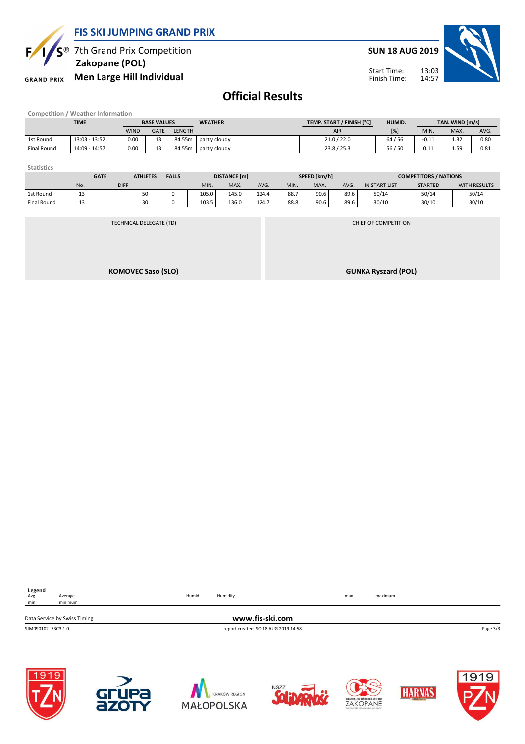# FIS SKI JUMPING GRAND PRIX

7th Grand Prix Competition
**Zakopane (POL)**
**Men Large Hill Individual**

**SUN 18 AUG 2019**

Start Time: 13:03
Finish Time: 14:57

# Official Results

**Competition / Weather Information**

| | TIME | BASE VALUES | | | WEATHER | TEMP. START / FINISH [°C] | HUMID. | TAN. WIND [m/s] | | |
|---|---|---|---|---|---|---|---|---|---|---|
| | | WIND | GATE | LENGTH | | AIR | [%] | MIN. | MAX. | AVG. |
| 1st Round | 13:03 - 13:52 | 0.00 | 13 | 84.55m | partly cloudy | 21.0 / 22.0 | 64 / 56 | -0.11 | 1.32 | 0.80 |
| Final Round | 14:09 - 14:57 | 0.00 | 13 | 84.55m | partly cloudy | 23.8 / 25.3 | 56 / 50 | 0.11 | 1.59 | 0.81 |

**Statistics**

| | GATE | | ATHLETES | FALLS | DISTANCE [m] | | | SPEED [km/h] | | | COMPETITORS / NATIONS | | |
|---|---|---|---|---|---|---|---|---|---|---|---|---|---|
| | No. | DIFF | | | MIN. | MAX. | AVG. | MIN. | MAX. | AVG. | IN START LIST | STARTED | WITH RESULTS |
| 1st Round | 13 | | 50 | 0 | 105.0 | 145.0 | 124.4 | 88.7 | 90.6 | 89.6 | 50/14 | 50/14 | 50/14 |
| Final Round | 13 | | 30 | 0 | 103.5 | 136.0 | 124.7 | 88.8 | 90.6 | 89.6 | 30/10 | 30/10 | 30/10 |

| TECHNICAL DELEGATE (TD) | CHIEF OF COMPETITION |
|---|---|
| **KOMOVEC Saso (SLO)** | **GUNKA Ryszard (POL)** |

**Legend**

| | | | | | |
|---|---|---|---|---|---|
| Avg. | Average | Humid. | Humidity | max. | maximum |
| min. | minimum | | | | |

Data Service by Swiss Timing — www.fis-ski.com

SJM090102_73C3 1.0 — report created SO 18 AUG 2019 14:58